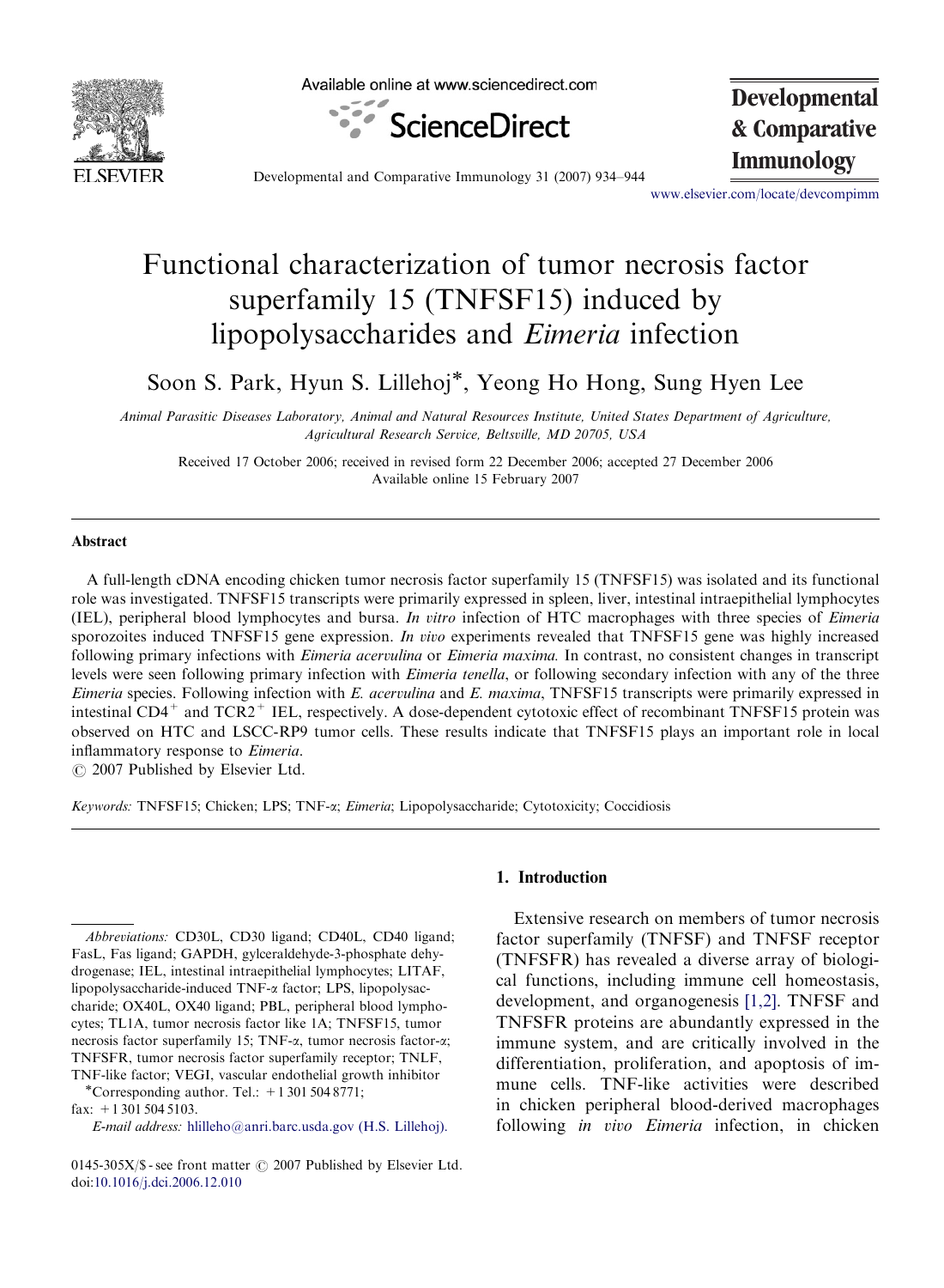# Functional characterization of tumor necrosis factor superfamily 15 (TNFSF15) induced by lipopolysaccharides and *Eimeria* infection

Soon S. Park, Hyun S. Lillehoj*, Yeong Ho Hong, Sung Hyen Lee

*Animal Parasitic Diseases Laboratory, Animal and Natural Resources Institute, United States Department of Agriculture, Agricultural Research Service, Beltsville, MD 20705, USA*

Received 17 October 2006; received in revised form 22 December 2006; accepted 27 December 2006
Available online 15 February 2007

## Abstract

A full-length cDNA encoding chicken tumor necrosis factor superfamily 15 (TNFSF15) was isolated and its functional role was investigated. TNFSF15 transcripts were primarily expressed in spleen, liver, intestinal intraepithelial lymphocytes (IEL), peripheral blood lymphocytes and bursa. *In vitro* infection of HTC macrophages with three species of *Eimeria* sporozoites induced TNFSF15 gene expression. *In vivo* experiments revealed that TNFSF15 gene was highly increased following primary infections with *Eimeria acervulina* or *Eimeria maxima*. In contrast, no consistent changes in transcript levels were seen following primary infection with *Eimeria tenella*, or following secondary infection with any of the three *Eimeria* species. Following infection with *E. acervulina* and *E. maxima*, TNFSF15 transcripts were primarily expressed in intestinal $CD4^{+}$ and $TCR2^{+}$ IEL, respectively. A dose-dependent cytotoxic effect of recombinant TNFSF15 protein was observed on HTC and LSCC-RP9 tumor cells. These results indicate that TNFSF15 plays an important role in local inflammatory response to *Eimeria*.

© 2007 Published by Elsevier Ltd.

*Keywords:* TNFSF15; Chicken; LPS; TNF-α; *Eimeria*; Lipopolysaccharide; Cytotoxicity; Coccidiosis

## 1. Introduction

Extensive research on members of tumor necrosis factor superfamily (TNFSF) and TNFSF receptor (TNFSFR) has revealed a diverse array of biological functions, including immune cell homeostasis, development, and organogenesis [1,2]. TNFSF and TNFSFR proteins are abundantly expressed in the immune system, and are critically involved in the differentiation, proliferation, and apoptosis of immune cells. TNF-like activities were described in chicken peripheral blood-derived macrophages following *in vivo* *Eimeria* infection, in chicken

---

*Abbreviations:* CD30L, CD30 ligand; CD40L, CD40 ligand; FasL, Fas ligand; GAPDH, gylceraldehyde-3-phosphate dehydrogenase; IEL, intestinal intraepithelial lymphocytes; LITAF, lipopolysaccharide-induced TNF-α factor; LPS, lipopolysaccharide; OX40L, OX40 ligand; PBL, peripheral blood lymphocytes; TL1A, tumor necrosis factor like 1A; TNFSF15, tumor necrosis factor superfamily 15; TNF-α, tumor necrosis factor-α; TNFSFR, tumor necrosis factor superfamily receptor; TNLF, TNF-like factor; VEGI, vascular endothelial growth inhibitor

*Corresponding author. Tel.: +1 301 504 8771; fax: +1 301 504 5103.

*E-mail address:* hlilleho@anri.barc.usda.gov (H.S. Lillehoj).

0145-305X/$ - see front matter © 2007 Published by Elsevier Ltd.
doi:10.1016/j.dci.2006.12.010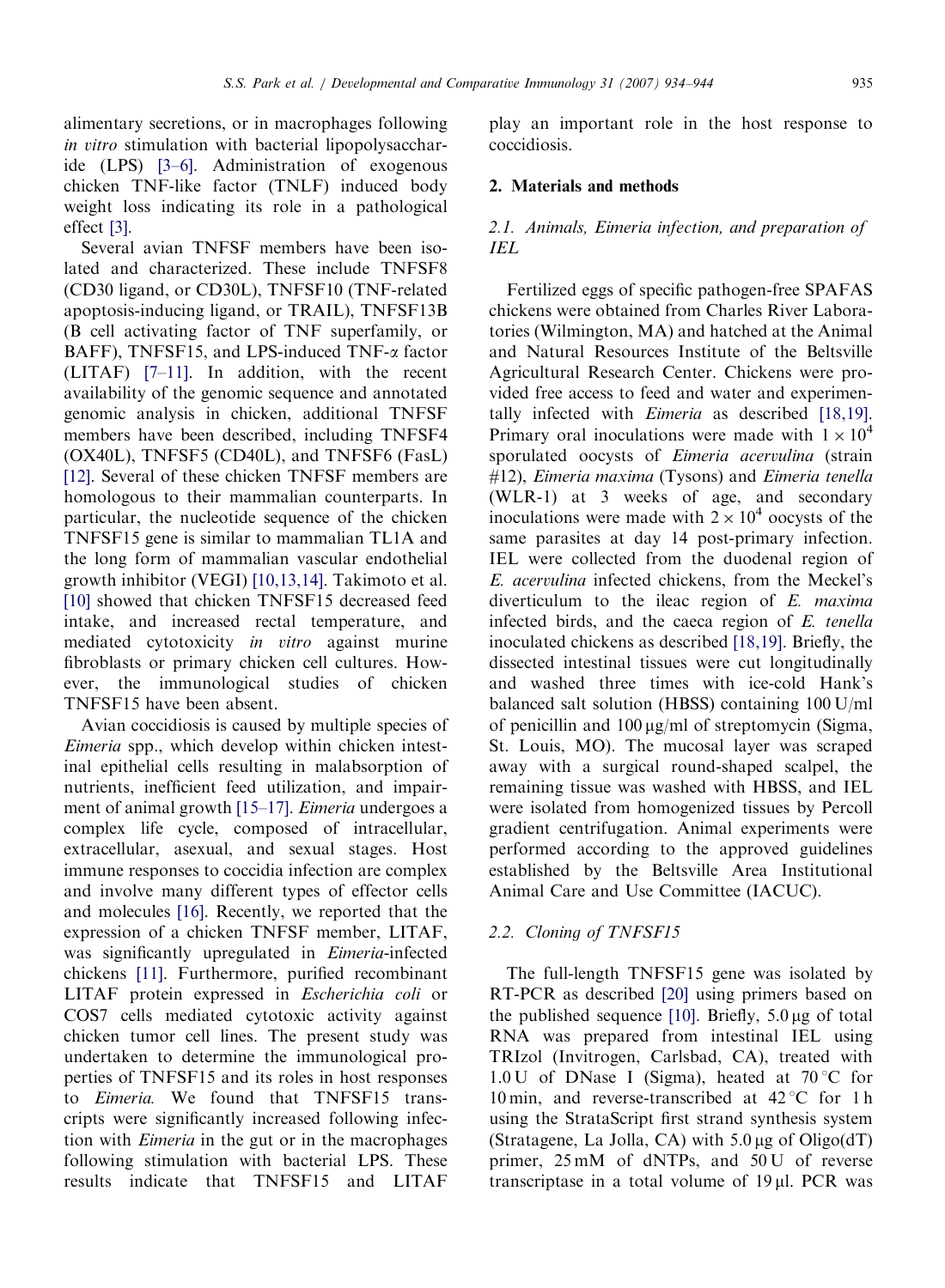alimentary secretions, or in macrophages following *in vitro* stimulation with bacterial lipopolysaccharide (LPS) [3–6]. Administration of exogenous chicken TNF-like factor (TNLF) induced body weight loss indicating its role in a pathological effect [3].

Several avian TNFSF members have been isolated and characterized. These include TNFSF8 (CD30 ligand, or CD30L), TNFSF10 (TNF-related apoptosis-inducing ligand, or TRAIL), TNFSF13B (B cell activating factor of TNF superfamily, or BAFF), TNFSF15, and LPS-induced TNF-α factor (LITAF) [7–11]. In addition, with the recent availability of the genomic sequence and annotated genomic analysis in chicken, additional TNFSF members have been described, including TNFSF4 (OX40L), TNFSF5 (CD40L), and TNFSF6 (FasL) [12]. Several of these chicken TNFSF members are homologous to their mammalian counterparts. In particular, the nucleotide sequence of the chicken TNFSF15 gene is similar to mammalian TL1A and the long form of mammalian vascular endothelial growth inhibitor (VEGI) [10,13,14]. Takimoto et al. [10] showed that chicken TNFSF15 decreased feed intake, and increased rectal temperature, and mediated cytotoxicity *in vitro* against murine fibroblasts or primary chicken cell cultures. However, the immunological studies of chicken TNFSF15 have been absent.

Avian coccidiosis is caused by multiple species of *Eimeria* spp., which develop within chicken intestinal epithelial cells resulting in malabsorption of nutrients, inefficient feed utilization, and impairment of animal growth [15–17]. *Eimeria* undergoes a complex life cycle, composed of intracellular, extracellular, asexual, and sexual stages. Host immune responses to coccidia infection are complex and involve many different types of effector cells and molecules [16]. Recently, we reported that the expression of a chicken TNFSF member, LITAF, was significantly upregulated in *Eimeria*-infected chickens [11]. Furthermore, purified recombinant LITAF protein expressed in *Escherichia coli* or COS7 cells mediated cytotoxic activity against chicken tumor cell lines. The present study was undertaken to determine the immunological properties of TNFSF15 and its roles in host responses to *Eimeria.* We found that TNFSF15 transcripts were significantly increased following infection with *Eimeria* in the gut or in the macrophages following stimulation with bacterial LPS. These results indicate that TNFSF15 and LITAF play an important role in the host response to coccidiosis.

## 2. Materials and methods

### 2.1. Animals, Eimeria infection, and preparation of IEL

Fertilized eggs of specific pathogen-free SPAFAS chickens were obtained from Charles River Laboratories (Wilmington, MA) and hatched at the Animal and Natural Resources Institute of the Beltsville Agricultural Research Center. Chickens were provided free access to feed and water and experimentally infected with *Eimeria* as described [18,19]. Primary oral inoculations were made with $1 \times 10^4$ sporulated oocysts of *Eimeria acervulina* (strain #12), *Eimeria maxima* (Tysons) and *Eimeria tenella* (WLR-1) at 3 weeks of age, and secondary inoculations were made with $2 \times 10^4$ oocysts of the same parasites at day 14 post-primary infection. IEL were collected from the duodenal region of *E. acervulina* infected chickens, from the Meckel's diverticulum to the ileac region of *E. maxima* infected birds, and the caeca region of *E. tenella* inoculated chickens as described [18,19]. Briefly, the dissected intestinal tissues were cut longitudinally and washed three times with ice-cold Hank's balanced salt solution (HBSS) containing 100 U/ml of penicillin and 100 μg/ml of streptomycin (Sigma, St. Louis, MO). The mucosal layer was scraped away with a surgical round-shaped scalpel, the remaining tissue was washed with HBSS, and IEL were isolated from homogenized tissues by Percoll gradient centrifugation. Animal experiments were performed according to the approved guidelines established by the Beltsville Area Institutional Animal Care and Use Committee (IACUC).

### 2.2. Cloning of TNFSF15

The full-length TNFSF15 gene was isolated by RT-PCR as described [20] using primers based on the published sequence [10]. Briefly, 5.0 μg of total RNA was prepared from intestinal IEL using TRIzol (Invitrogen, Carlsbad, CA), treated with 1.0 U of DNase I (Sigma), heated at 70 °C for 10 min, and reverse-transcribed at 42 °C for 1 h using the StrataScript first strand synthesis system (Stratagene, La Jolla, CA) with 5.0 μg of Oligo(dT) primer, 25 mM of dNTPs, and 50 U of reverse transcriptase in a total volume of 19 μl. PCR was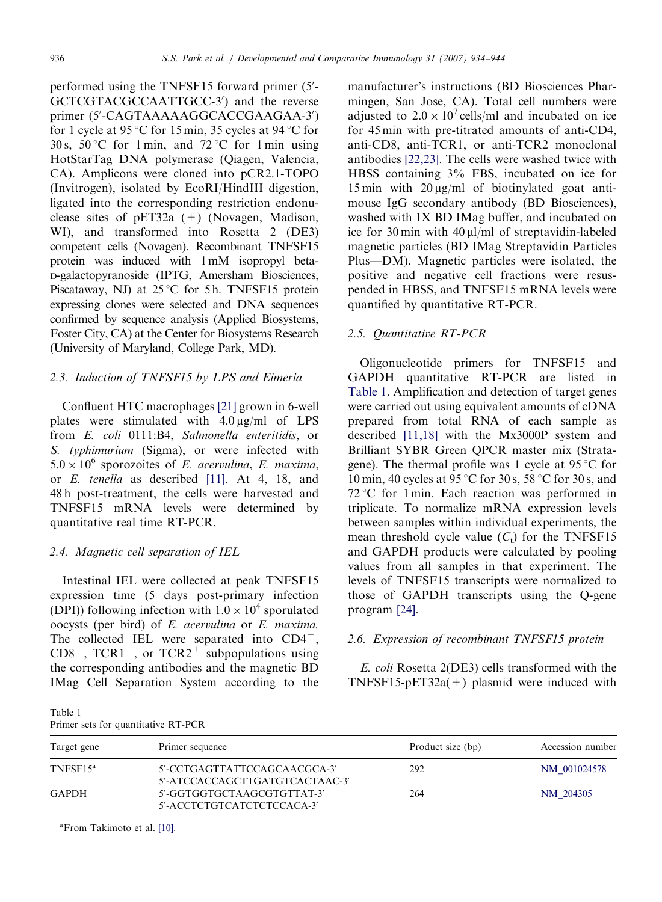performed using the TNFSF15 forward primer (5′-GCTCGTACGCCAATTGCC-3′) and the reverse primer (5′-CAGTAAAAAGGCACCGAAGAA-3′) for 1 cycle at 95 °C for 15 min, 35 cycles at 94 °C for 30 s, 50 °C for 1 min, and 72 °C for 1 min using HotStarTag DNA polymerase (Qiagen, Valencia, CA). Amplicons were cloned into pCR2.1-TOPO (Invitrogen), isolated by EcoRI/HindIII digestion, ligated into the corresponding restriction endonuclease sites of pET32a (+) (Novagen, Madison, WI), and transformed into Rosetta 2 (DE3) competent cells (Novagen). Recombinant TNFSF15 protein was induced with 1 mM isopropyl beta-D-galactopyranoside (IPTG, Amersham Biosciences, Piscataway, NJ) at 25 °C for 5 h. TNFSF15 protein expressing clones were selected and DNA sequences confirmed by sequence analysis (Applied Biosystems, Foster City, CA) at the Center for Biosystems Research (University of Maryland, College Park, MD).

### 2.3. Induction of TNFSF15 by LPS and Eimeria

Confluent HTC macrophages [21] grown in 6-well plates were stimulated with 4.0 μg/ml of LPS from *E. coli* 0111:B4, *Salmonella enteritidis*, or *S. typhimurium* (Sigma), or were infected with $5.0 \times 10^6$ sporozoites of *E. acervulina*, *E. maxima*, or *E. tenella* as described [11]. At 4, 18, and 48 h post-treatment, the cells were harvested and TNFSF15 mRNA levels were determined by quantitative real time RT-PCR.

### 2.4. Magnetic cell separation of IEL

Intestinal IEL were collected at peak TNFSF15 expression time (5 days post-primary infection (DPI)) following infection with $1.0 \times 10^4$ sporulated oocysts (per bird) of *E. acervulina* or *E. maxima.* The collected IEL were separated into $CD4^+$, $CD8^+$, $TCR1^+$, or $TCR2^+$ subpopulations using the corresponding antibodies and the magnetic BD IMag Cell Separation System according to the manufacturer's instructions (BD Biosciences Pharmingen, San Jose, CA). Total cell numbers were adjusted to $2.0 \times 10^7$ cells/ml and incubated on ice for 45 min with pre-titrated amounts of anti-CD4, anti-CD8, anti-TCR1, or anti-TCR2 monoclonal antibodies [22,23]. The cells were washed twice with HBSS containing 3% FBS, incubated on ice for 15 min with 20 μg/ml of biotinylated goat anti-mouse IgG secondary antibody (BD Biosciences), washed with 1X BD IMag buffer, and incubated on ice for 30 min with 40 μl/ml of streptavidin-labeled magnetic particles (BD IMag Streptavidin Particles Plus—DM). Magnetic particles were isolated, the positive and negative cell fractions were resuspended in HBSS, and TNFSF15 mRNA levels were quantified by quantitative RT-PCR.

### 2.5. Quantitative RT-PCR

Oligonucleotide primers for TNFSF15 and GAPDH quantitative RT-PCR are listed in Table 1. Amplification and detection of target genes were carried out using equivalent amounts of cDNA prepared from total RNA of each sample as described [11,18] with the Mx3000P system and Brilliant SYBR Green QPCR master mix (Stratagene). The thermal profile was 1 cycle at 95 °C for 10 min, 40 cycles at 95 °C for 30 s, 58 °C for 30 s, and 72 °C for 1 min. Each reaction was performed in triplicate. To normalize mRNA expression levels between samples within individual experiments, the mean threshold cycle value ($C_t$) for the TNFSF15 and GAPDH products were calculated by pooling values from all samples in that experiment. The levels of TNFSF15 transcripts were normalized to those of GAPDH transcripts using the Q-gene program [24].

### 2.6. Expression of recombinant TNFSF15 protein

*E. coli* Rosetta 2(DE3) cells transformed with the TNFSF15-pET32a(+) plasmid were induced with

Table 1
Primer sets for quantitative RT-PCR

| Target gene | Primer sequence | Product size (bp) | Accession number |
|---|---|---|---|
| TNFSF15[a] | 5′-CCTGAGTTATTCCAGCAACGCA-3′<br>5′-ATCCACCAGCTTGATGTCACTAAC-3′ | 292 | NM_001024578 |
| GAPDH | 5′-GGTGGTGCTAAGCGTGTTAT-3′<br>5′-ACCTCTGTCATCTCTCCACA-3′ | 264 | NM_204305 |

[a]From Takimoto et al. [10].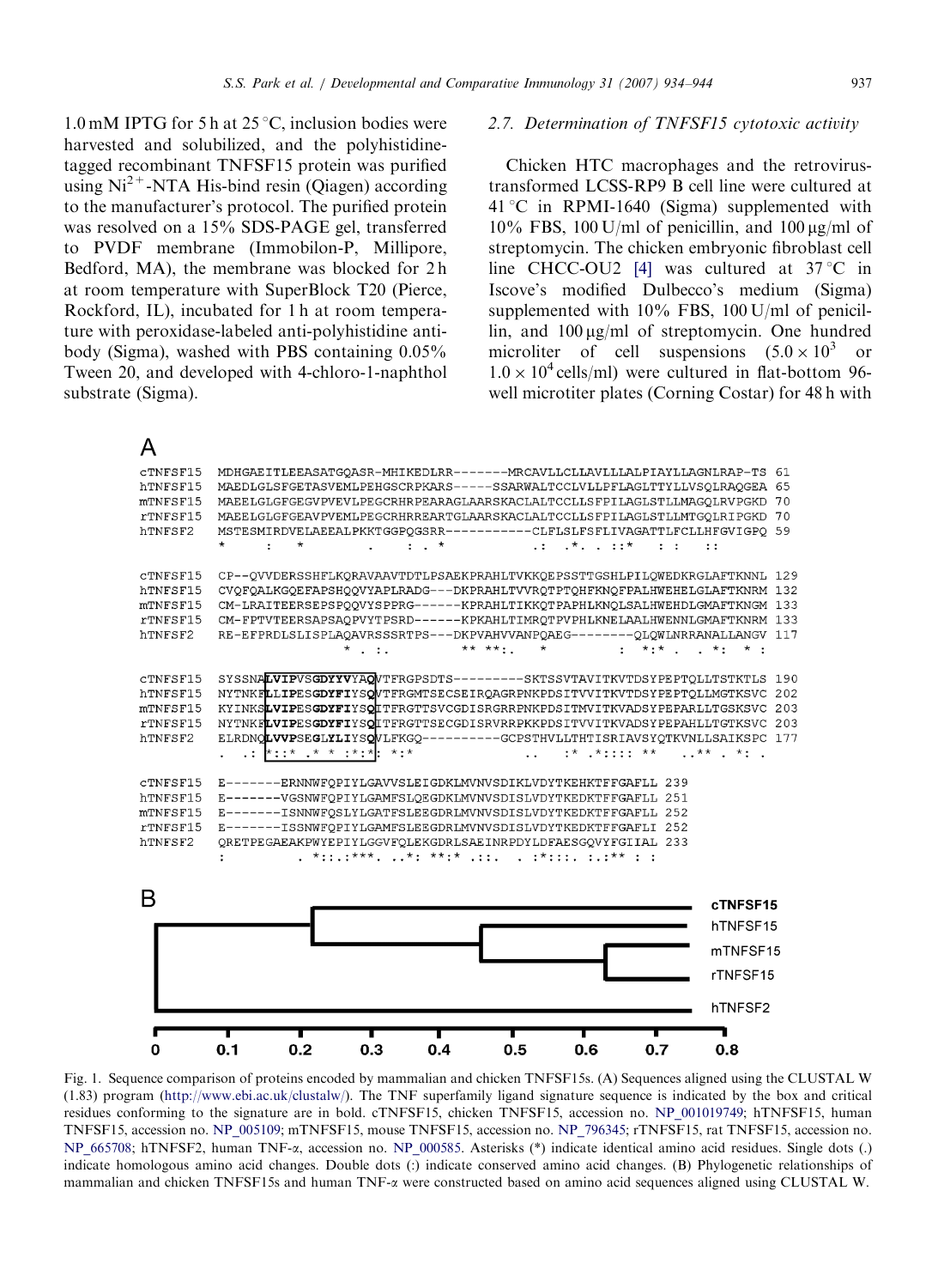1.0 mM IPTG for 5 h at 25 °C, inclusion bodies were harvested and solubilized, and the polyhistidine-tagged recombinant TNFSF15 protein was purified using $Ni^{2+}$-NTA His-bind resin (Qiagen) according to the manufacturer's protocol. The purified protein was resolved on a 15% SDS-PAGE gel, transferred to PVDF membrane (Immobilon-P, Millipore, Bedford, MA), the membrane was blocked for 2 h at room temperature with SuperBlock T20 (Pierce, Rockford, IL), incubated for 1 h at room temperature with peroxidase-labeled anti-polyhistidine antibody (Sigma), washed with PBS containing 0.05% Tween 20, and developed with 4-chloro-1-naphthol substrate (Sigma).

### 2.7. Determination of TNFSF15 cytotoxic activity

Chicken HTC macrophages and the retrovirus-transformed LCSS-RP9 B cell line were cultured at 41 °C in RPMI-1640 (Sigma) supplemented with 10% FBS, 100 U/ml of penicillin, and 100 μg/ml of streptomycin. The chicken embryonic fibroblast cell line CHCC-OU2 [4] was cultured at 37 °C in Iscove's modified Dulbecco's medium (Sigma) supplemented with 10% FBS, 100 U/ml of penicillin, and 100 μg/ml of streptomycin. One hundred microliter of cell suspensions ($5.0 \times 10^3$ or $1.0 \times 10^4$ cells/ml) were cultured in flat-bottom 96-well microtiter plates (Corning Costar) for 48 h with

A

```
cTNFSF15  MDHGAEITLEEASATGQASR-MHIKEDLRR-------MRCAVLLCLLAVLLLALPIAYLLAGNLRAP-TS 61
hTNFSF15  MAEDLGLSFGETASVEMLPEHGSCRPKARS-----SSARWALTCCLVLLPFLAGLTTYLLVSQLRAQGEA 65
mTNFSF15  MAEELGLGFGEGVPVEVLPEGCRHRPEARAGLAARSKACLALTCCLLSFPILAGLSTLLMAGQLRVPGKD 70
rTNFSF15  MAEELGLGFGEAVPVEMLPEGCRHRREARTGLAARSKACLALTCCLLSFPILAGLSTLLMTGQLRIPGKD 70
hTNFSF2   MSTESMIRDVELAEEALPKKTGGPQGSRR-----------CLFLSLFSFLIVAGATTLFCLLHFGVIGPQ 59

cTNFSF15  CP--QVVDERSSHFLKQRAVAAVTDTLPSAEKPRAHLTVKKQEPSSTTGSHLPILQWEDKRGLAFTKNNL 129
hTNFSF15  CVQFQALKGQEFAPSHQQVYAPLRADG---DKPRAHLTVVRQTPTQHFKNQFPALHWEHELGLAFTKNRM 132
mTNFSF15  CM-LRAITEERSEPSPQQVYSPPRG------KPRAHLTIKKQTPAPHLKNQLSALHWEHDLGMAFTKNGM 133
rTNFSF15  CM-FPTVTEERSAPSAQPVYTPSRD------KPKAHLTIMRQTPVPHLKNELAALHWENNLGMAFTKNRM 133
hTNFSF2   RE-EFPRDLSLISPLAQAVRSSSRTPS---DKPVAHVVANPQAEG--------QLQWLNRRANALLANGV 117

cTNFSF15  SYSSNALVIPVSGDYYVYAQVTFRGPSDTS---------SKTSSVTAVITKVTDSYPEPTQLLTSTKTLS 190
hTNFSF15  NYTNKFLLIPESGDYFIYSQVTFRGMTSECSEIRQAGRPNKPDSITVVITKVTDSYPEPTQLLMGTKSVC 202
mTNFSF15  KYINKSLVIPESGDYFIYSQITFRGTTSVCGDISRGRRPNKPDSITMVITKVADSYPEPARLLTGSKSVC 203
rTNFSF15  NYTNKFLVIPESGDYFIYSQITFRGTTSECGDISRVRRPKKPDSITVVITKVADSYPEPAHLLTGTKSVC 203
hTNFSF2   ELRDNQLVVPSEGLYLIYSQVLFKGQ----------GCPSTHVLLTHTISRIAVSYQTKVNLLSAIKSPC 177

cTNFSF15  E-------ERNNWFQPIYLGAVVSLEIGDKLMVNVSDIKLVDYTKEHKTFFGAFLL 239
hTNFSF15  E-------VGSNWFQPIYLGAMFSLQEGDKLMVNVSDISLVDYTKEDKTFFGAFLL 251
mTNFSF15  E-------ISNNWFQSLYLGATFSLEEGDRLMVNVSDISLVDYTKEDKTFFGAFLL 252
rTNFSF15  E-------ISSNWFQPIYLGAMFSLEEGDRLMVNVSDISLVDYTKEDKTFFGAFLI 252
hTNFSF2   QRETPEGAEAKPWYEPIYLGGVFQLEKGDRLSAEINRPDYLDFAESGQVYFGIIAL 233
```

B

```
cTNFSF15
hTNFSF15
mTNFSF15
rTNFSF15
hTNFSF2

0   0.1   0.2   0.3   0.4   0.5   0.6   0.7   0.8
```

Fig. 1. Sequence comparison of proteins encoded by mammalian and chicken TNFSF15s. (A) Sequences aligned using the CLUSTAL W (1.83) program (http://www.ebi.ac.uk/clustalw/). The TNF superfamily ligand signature sequence is indicated by the box and critical residues conforming to the signature are in bold. cTNFSF15, chicken TNFSF15, accession no. NP_001019749; hTNFSF15, human TNFSF15, accession no. NP_005109; mTNFSF15, mouse TNFSF15, accession no. NP_796345; rTNFSF15, rat TNFSF15, accession no. NP_665708; hTNFSF2, human TNF-α, accession no. NP_000585. Asterisks (*) indicate identical amino acid residues. Single dots (.) indicate homologous amino acid changes. Double dots (:) indicate conserved amino acid changes. (B) Phylogenetic relationships of mammalian and chicken TNFSF15s and human TNF-α were constructed based on amino acid sequences aligned using CLUSTAL W.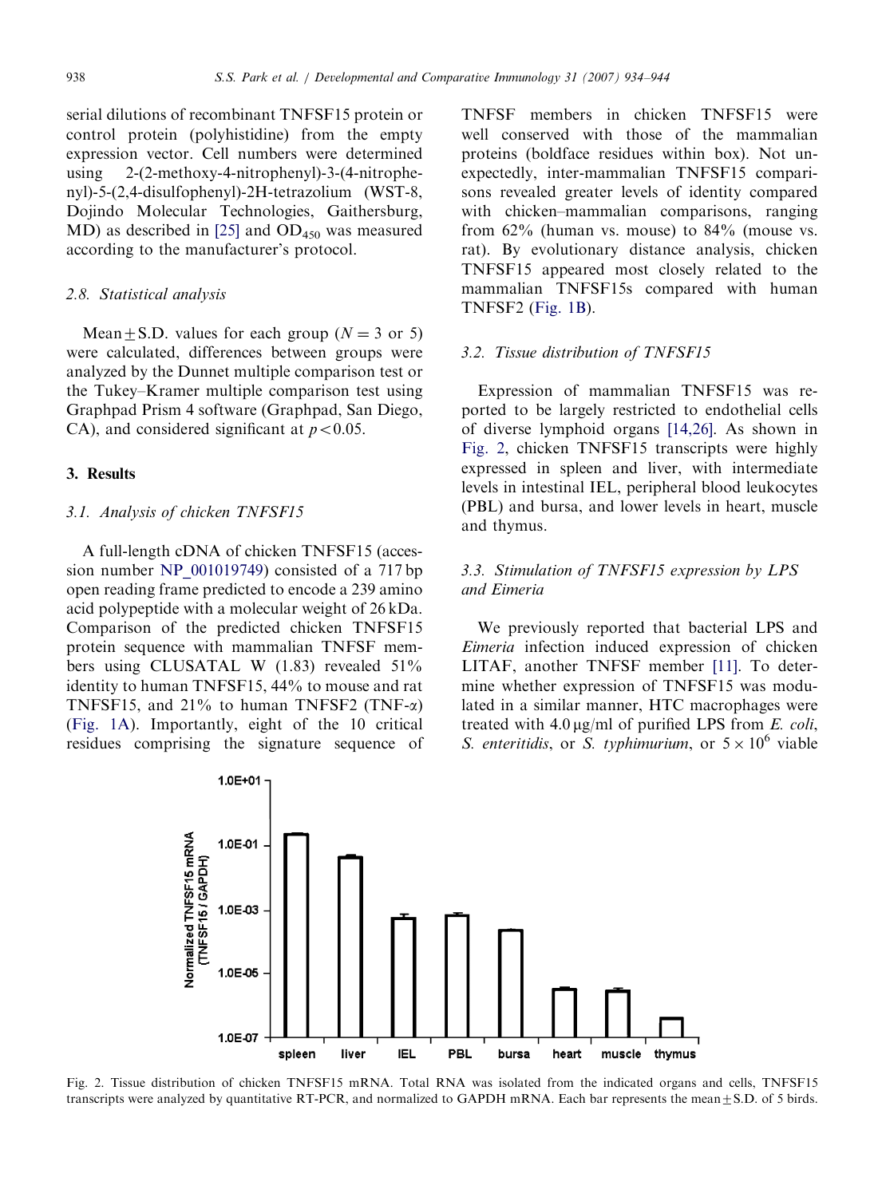serial dilutions of recombinant TNFSF15 protein or control protein (polyhistidine) from the empty expression vector. Cell numbers were determined using 2-(2-methoxy-4-nitrophenyl)-3-(4-nitrophenyl)-5-(2,4-disulfophenyl)-2H-tetrazolium (WST-8, Dojindo Molecular Technologies, Gaithersburg, MD) as described in [25] and $OD_{450}$ was measured according to the manufacturer's protocol.

### 2.8. Statistical analysis

Mean ± S.D. values for each group ($N = 3$ or 5) were calculated, differences between groups were analyzed by the Dunnet multiple comparison test or the Tukey–Kramer multiple comparison test using Graphpad Prism 4 software (Graphpad, San Diego, CA), and considered significant at $p < 0.05$.

## 3. Results

### 3.1. Analysis of chicken TNFSF15

A full-length cDNA of chicken TNFSF15 (accession number NP_001019749) consisted of a 717 bp open reading frame predicted to encode a 239 amino acid polypeptide with a molecular weight of 26 kDa. Comparison of the predicted chicken TNFSF15 protein sequence with mammalian TNFSF members using CLUSATAL W (1.83) revealed 51% identity to human TNFSF15, 44% to mouse and rat TNFSF15, and 21% to human TNFSF2 (TNF-α) (Fig. 1A). Importantly, eight of the 10 critical residues comprising the signature sequence of TNFSF members in chicken TNFSF15 were well conserved with those of the mammalian proteins (boldface residues within box). Not unexpectedly, inter-mammalian TNFSF15 comparisons revealed greater levels of identity compared with chicken–mammalian comparisons, ranging from 62% (human vs. mouse) to 84% (mouse vs. rat). By evolutionary distance analysis, chicken TNFSF15 appeared most closely related to the mammalian TNFSF15s compared with human TNFSF2 (Fig. 1B).

### 3.2. Tissue distribution of TNFSF15

Expression of mammalian TNFSF15 was reported to be largely restricted to endothelial cells of diverse lymphoid organs [14,26]. As shown in Fig. 2, chicken TNFSF15 transcripts were highly expressed in spleen and liver, with intermediate levels in intestinal IEL, peripheral blood leukocytes (PBL) and bursa, and lower levels in heart, muscle and thymus.

### 3.3. Stimulation of TNFSF15 expression by LPS and *Eimeria*

We previously reported that bacterial LPS and *Eimeria* infection induced expression of chicken LITAF, another TNFSF member [11]. To determine whether expression of TNFSF15 was modulated in a similar manner, HTC macrophages were treated with 4.0 μg/ml of purified LPS from *E. coli*, *S. enteritidis*, or *S. typhimurium*, or $5 \times 10^6$ viable

Fig. 2. Tissue distribution of chicken TNFSF15 mRNA. Total RNA was isolated from the indicated organs and cells, TNFSF15 transcripts were analyzed by quantitative RT-PCR, and normalized to GAPDH mRNA. Each bar represents the mean ± S.D. of 5 birds.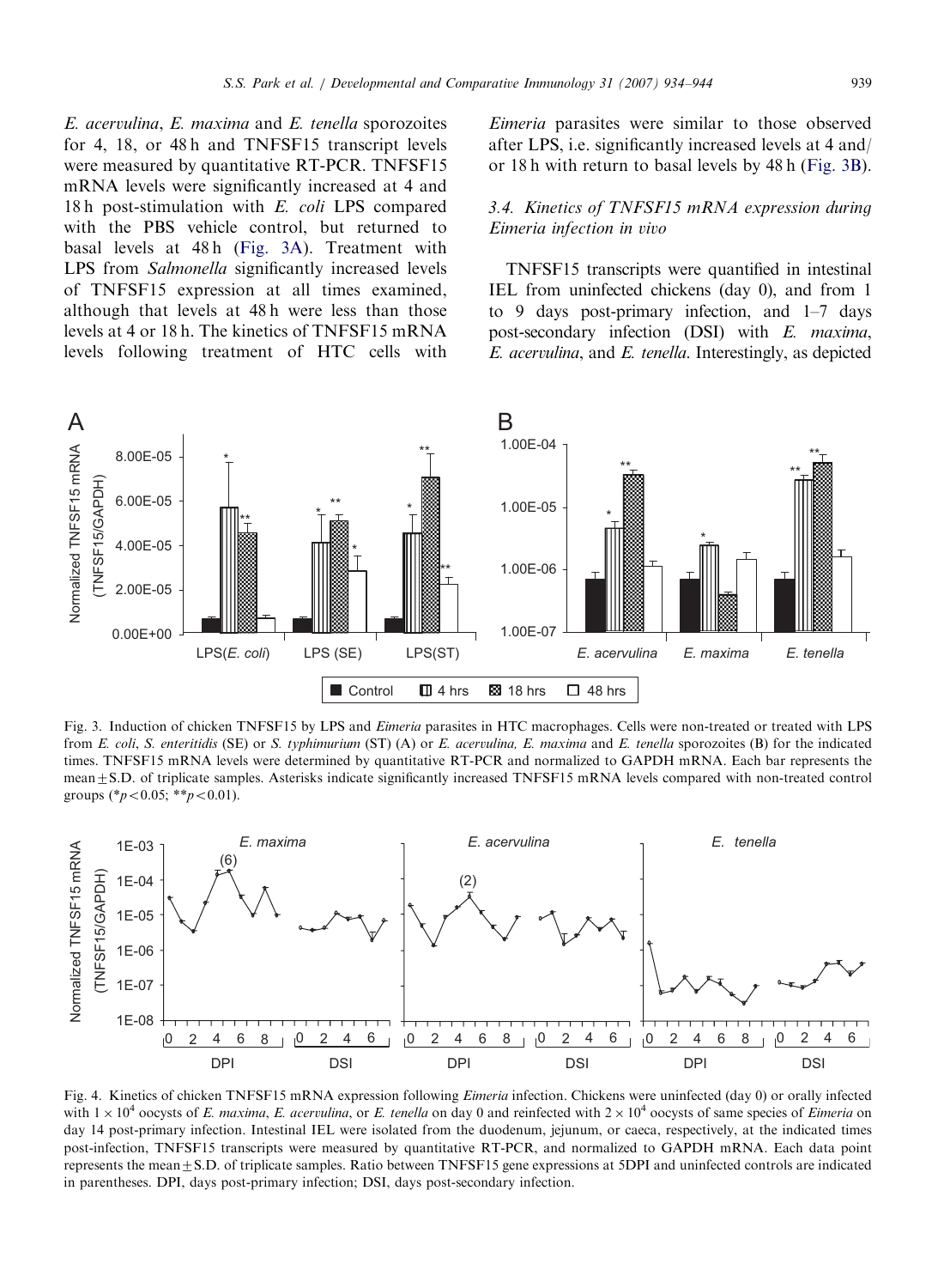*E. acervulina*, *E. maxima* and *E. tenella* sporozoites for 4, 18, or 48 h and TNFSF15 transcript levels were measured by quantitative RT-PCR. TNFSF15 mRNA levels were significantly increased at 4 and 18 h post-stimulation with *E. coli* LPS compared with the PBS vehicle control, but returned to basal levels at 48 h (Fig. 3A). Treatment with LPS from *Salmonella* significantly increased levels of TNFSF15 expression at all times examined, although that levels at 48 h were less than those levels at 4 or 18 h. The kinetics of TNFSF15 mRNA levels following treatment of HTC cells with *Eimeria* parasites were similar to those observed after LPS, i.e. significantly increased levels at 4 and/or 18 h with return to basal levels by 48 h (Fig. 3B).

### 3.4. Kinetics of TNFSF15 mRNA expression during Eimeria infection in vivo

TNFSF15 transcripts were quantified in intestinal IEL from uninfected chickens (day 0), and from 1 to 9 days post-primary infection, and 1–7 days post-secondary infection (DSI) with *E. maxima*, *E. acervulina*, and *E. tenella*. Interestingly, as depicted

Fig. 3. Induction of chicken TNFSF15 by LPS and *Eimeria* parasites in HTC macrophages. Cells were non-treated or treated with LPS from *E. coli*, *S. enteritidis* (SE) or *S. typhimurium* (ST) (A) or *E. acervulina, E. maxima* and *E. tenella* sporozoites (B) for the indicated times. TNFSF15 mRNA levels were determined by quantitative RT-PCR and normalized to GAPDH mRNA. Each bar represents the mean ± S.D. of triplicate samples. Asterisks indicate significantly increased TNFSF15 mRNA levels compared with non-treated control groups (\*$p<0.05$; \*\*$p<0.01$).

Fig. 4. Kinetics of chicken TNFSF15 mRNA expression following *Eimeria* infection. Chickens were uninfected (day 0) or orally infected with $1 \times 10^4$ oocysts of *E. maxima*, *E. acervulina*, or *E. tenella* on day 0 and reinfected with $2 \times 10^4$ oocysts of same species of *Eimeria* on day 14 post-primary infection. Intestinal IEL were isolated from the duodenum, jejunum, or caeca, respectively, at the indicated times post-infection, TNFSF15 transcripts were measured by quantitative RT-PCR, and normalized to GAPDH mRNA. Each data point represents the mean ± S.D. of triplicate samples. Ratio between TNFSF15 gene expressions at 5DPI and uninfected controls are indicated in parentheses. DPI, days post-primary infection; DSI, days post-secondary infection.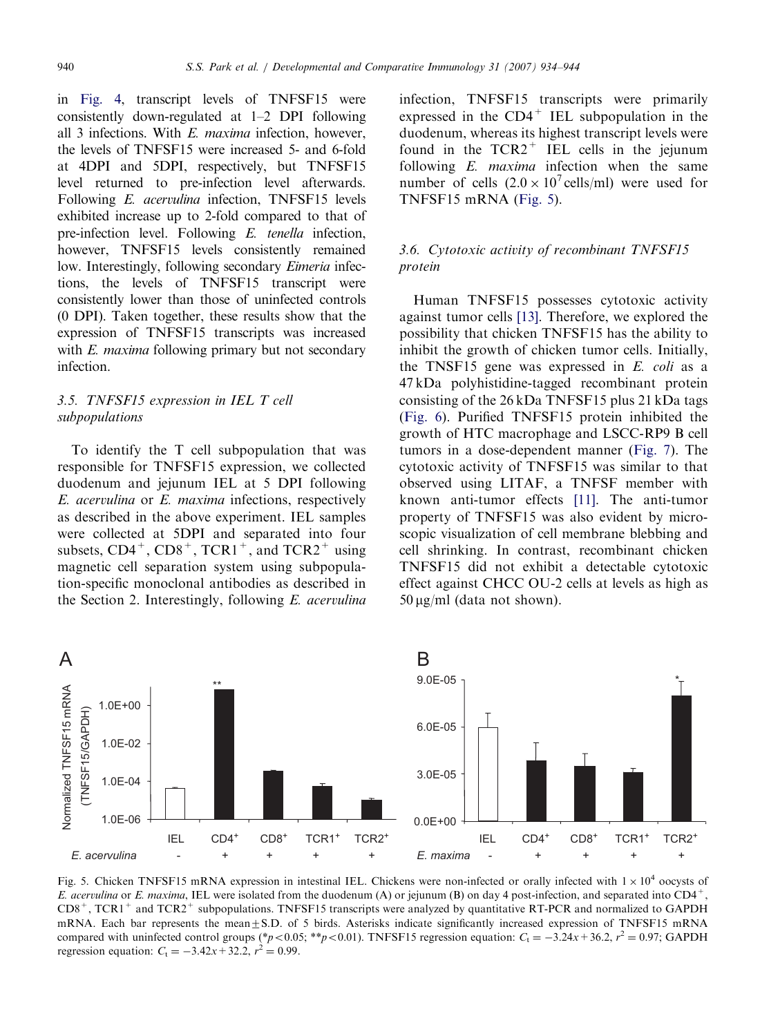in Fig. 4, transcript levels of TNFSF15 were consistently down-regulated at 1–2 DPI following all 3 infections. With *E. maxima* infection, however, the levels of TNFSF15 were increased 5- and 6-fold at 4DPI and 5DPI, respectively, but TNFSF15 level returned to pre-infection level afterwards. Following *E. acervulina* infection, TNFSF15 levels exhibited increase up to 2-fold compared to that of pre-infection level. Following *E. tenella* infection, however, TNFSF15 levels consistently remained low. Interestingly, following secondary *Eimeria* infections, the levels of TNFSF15 transcript were consistently lower than those of uninfected controls (0 DPI). Taken together, these results show that the expression of TNFSF15 transcripts was increased with *E. maxima* following primary but not secondary infection.

### 3.5. TNFSF15 expression in IEL T cell subpopulations

To identify the T cell subpopulation that was responsible for TNFSF15 expression, we collected duodenum and jejunum IEL at 5 DPI following *E. acervulina* or *E. maxima* infections, respectively as described in the above experiment. IEL samples were collected at 5DPI and separated into four subsets, $CD4^+$, $CD8^+$, $TCR1^+$, and $TCR2^+$ using magnetic cell separation system using subpopulation-specific monoclonal antibodies as described in the Section 2. Interestingly, following *E. acervulina* infection, TNFSF15 transcripts were primarily expressed in the $CD4^+$ IEL subpopulation in the duodenum, whereas its highest transcript levels were found in the $TCR2^+$ IEL cells in the jejunum following *E. maxima* infection when the same number of cells ($2.0 \times 10^7$ cells/ml) were used for TNFSF15 mRNA (Fig. 5).

### 3.6. Cytotoxic activity of recombinant TNFSF15 protein

Human TNFSF15 possesses cytotoxic activity against tumor cells [13]. Therefore, we explored the possibility that chicken TNFSF15 has the ability to inhibit the growth of chicken tumor cells. Initially, the TNSF15 gene was expressed in *E. coli* as a 47 kDa polyhistidine-tagged recombinant protein consisting of the 26 kDa TNFSF15 plus 21 kDa tags (Fig. 6). Purified TNFSF15 protein inhibited the growth of HTC macrophage and LSCC-RP9 B cell tumors in a dose-dependent manner (Fig. 7). The cytotoxic activity of TNFSF15 was similar to that observed using LITAF, a TNFSF member with known anti-tumor effects [11]. The anti-tumor property of TNFSF15 was also evident by microscopic visualization of cell membrane blebbing and cell shrinking. In contrast, recombinant chicken TNFSF15 did not exhibit a detectable cytotoxic effect against CHCC OU-2 cells at levels as high as 50 μg/ml (data not shown).

Fig. 5. Chicken TNFSF15 mRNA expression in intestinal IEL. Chickens were non-infected or orally infected with $1 \times 10^4$ oocysts of *E. acervulina* or *E. maxima*, IEL were isolated from the duodenum (A) or jejunum (B) on day 4 post-infection, and separated into $CD4^+$, $CD8^+$, $TCR1^+$ and $TCR2^+$ subpopulations. TNFSF15 transcripts were analyzed by quantitative RT-PCR and normalized to GAPDH mRNA. Each bar represents the mean ± S.D. of 5 birds. Asterisks indicate significantly increased expression of TNFSF15 mRNA compared with uninfected control groups (*$p<0.05$; **$p<0.01$). TNFSF15 regression equation: $C_t = -3.24x + 36.2$, $r^2 = 0.97$; GAPDH regression equation: $C_t = -3.42x + 32.2$, $r^2 = 0.99$.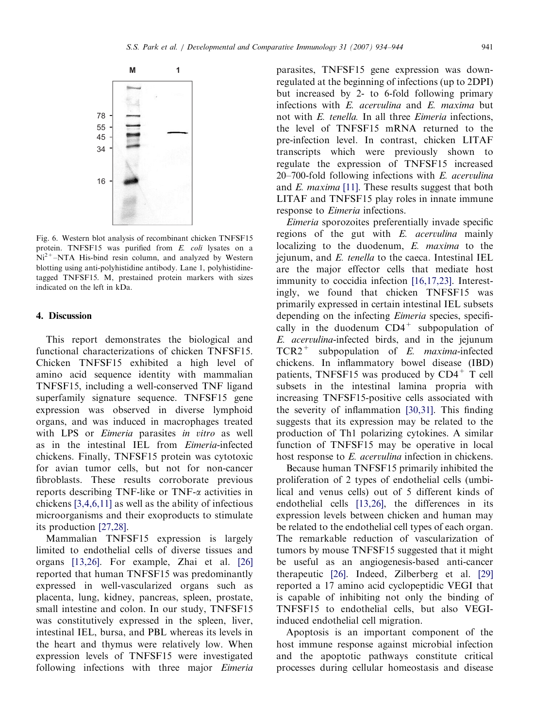Fig. 6. Western blot analysis of recombinant chicken TNFSF15 protein. TNFSF15 was purified from *E. coli* lysates on a $Ni^{2+}$–NTA His-bind resin column, and analyzed by Western blotting using anti-polyhistidine antibody. Lane 1, polyhistidine-tagged TNFSF15. M, prestained protein markers with sizes indicated on the left in kDa.

## 4. Discussion

This report demonstrates the biological and functional characterizations of chicken TNFSF15. Chicken TNFSF15 exhibited a high level of amino acid sequence identity with mammalian TNFSF15, including a well-conserved TNF ligand superfamily signature sequence. TNFSF15 gene expression was observed in diverse lymphoid organs, and was induced in macrophages treated with LPS or *Eimeria* parasites *in vitro* as well as in the intestinal IEL from *Eimeria*-infected chickens. Finally, TNFSF15 protein was cytotoxic for avian tumor cells, but not for non-cancer fibroblasts. These results corroborate previous reports describing TNF-like or TNF-$\alpha$ activities in chickens [3,4,6,11] as well as the ability of infectious microorganisms and their exoproducts to stimulate its production [27,28].

Mammalian TNFSF15 expression is largely limited to endothelial cells of diverse tissues and organs [13,26]. For example, Zhai et al. [26] reported that human TNFSF15 was predominantly expressed in well-vascularized organs such as placenta, lung, kidney, pancreas, spleen, prostate, small intestine and colon. In our study, TNFSF15 was constitutively expressed in the spleen, liver, intestinal IEL, bursa, and PBL whereas its levels in the heart and thymus were relatively low. When expression levels of TNFSF15 were investigated following infections with three major *Eimeria* parasites, TNFSF15 gene expression was down-regulated at the beginning of infections (up to 2DPI) but increased by 2- to 6-fold following primary infections with *E. acervulina* and *E. maxima* but not with *E. tenella.* In all three *Eimeria* infections, the level of TNFSF15 mRNA returned to the pre-infection level. In contrast, chicken LITAF transcripts which were previously shown to regulate the expression of TNFSF15 increased 20–700-fold following infections with *E. acervulina* and *E. maxima* [11]. These results suggest that both LITAF and TNFSF15 play roles in innate immune response to *Eimeria* infections.

*Eimeria* sporozoites preferentially invade specific regions of the gut with *E. acervulina* mainly localizing to the duodenum, *E. maxima* to the jejunum, and *E. tenella* to the caeca. Intestinal IEL are the major effector cells that mediate host immunity to coccidia infection [16,17,23]. Interestingly, we found that chicken TNFSF15 was primarily expressed in certain intestinal IEL subsets depending on the infecting *Eimeria* species, specifically in the duodenum $CD4^+$ subpopulation of *E. acervulina*-infected birds, and in the jejunum $TCR2^+$ subpopulation of *E. maxima*-infected chickens. In inflammatory bowel disease (IBD) patients, TNFSF15 was produced by $CD4^+$ T cell subsets in the intestinal lamina propria with increasing TNFSF15-positive cells associated with the severity of inflammation [30,31]. This finding suggests that its expression may be related to the production of Th1 polarizing cytokines. A similar function of TNFSF15 may be operative in local host response to *E. acervulina* infection in chickens.

Because human TNFSF15 primarily inhibited the proliferation of 2 types of endothelial cells (umbilical and venus cells) out of 5 different kinds of endothelial cells [13,26], the differences in its expression levels between chicken and human may be related to the endothelial cell types of each organ. The remarkable reduction of vascularization of tumors by mouse TNFSF15 suggested that it might be useful as an angiogenesis-based anti-cancer therapeutic [26]. Indeed, Zilberberg et al. [29] reported a 17 amino acid cyclopeptidic VEGI that is capable of inhibiting not only the binding of TNFSF15 to endothelial cells, but also VEGI-induced endothelial cell migration.

Apoptosis is an important component of the host immune response against microbial infection and the apoptotic pathways constitute critical processes during cellular homeostasis and disease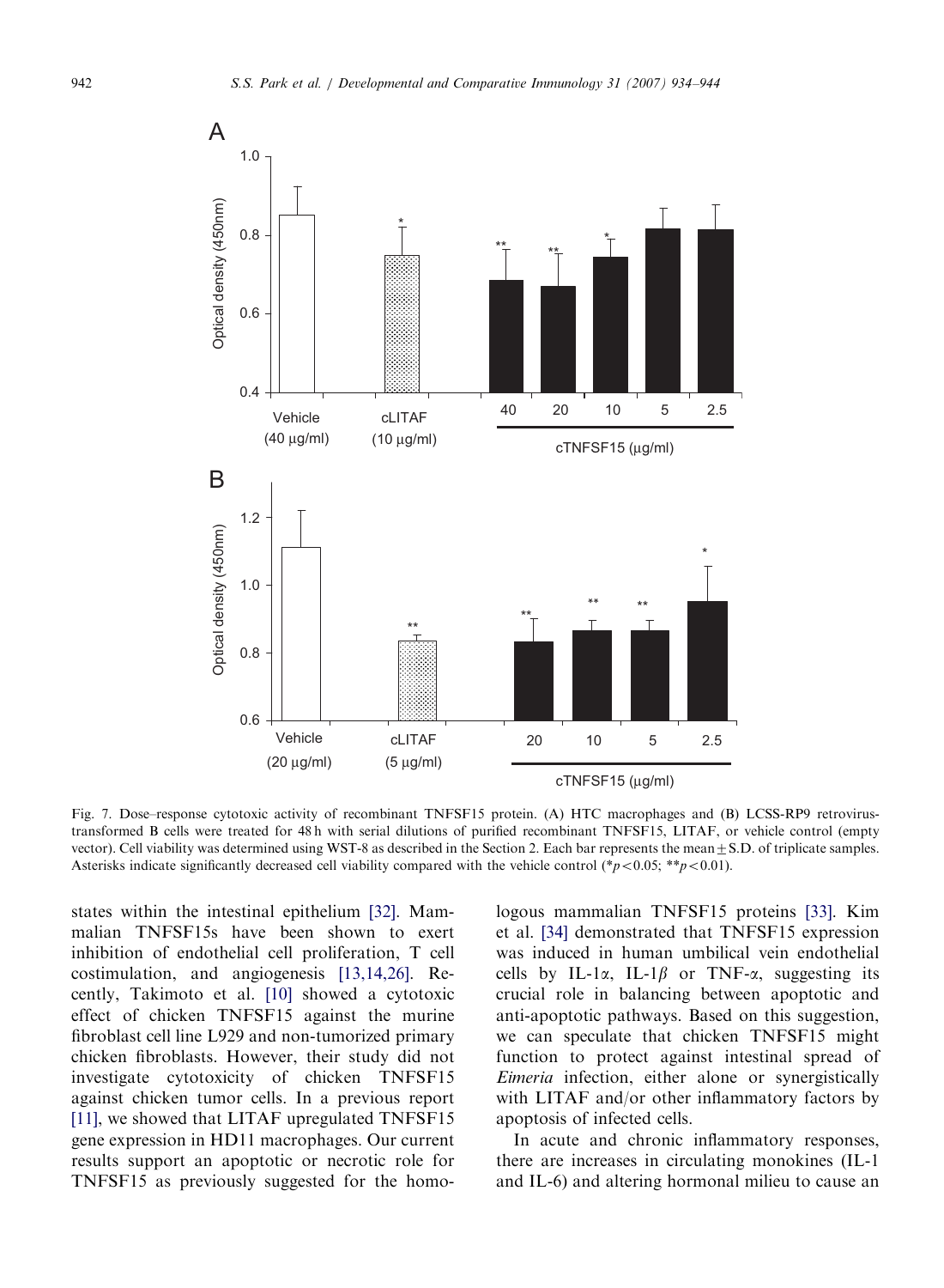Fig. 7. Dose–response cytotoxic activity of recombinant TNFSF15 protein. (A) HTC macrophages and (B) LCSS-RP9 retrovirus-transformed B cells were treated for 48 h with serial dilutions of purified recombinant TNFSF15, LITAF, or vehicle control (empty vector). Cell viability was determined using WST-8 as described in the Section 2. Each bar represents the mean ± S.D. of triplicate samples. Asterisks indicate significantly decreased cell viability compared with the vehicle control (* $p < 0.05$; ** $p < 0.01$).

states within the intestinal epithelium [32]. Mammalian TNFSF15s have been shown to exert inhibition of endothelial cell proliferation, T cell costimulation, and angiogenesis [13,14,26]. Recently, Takimoto et al. [10] showed a cytotoxic effect of chicken TNFSF15 against the murine fibroblast cell line L929 and non-tumorized primary chicken fibroblasts. However, their study did not investigate cytotoxicity of chicken TNFSF15 against chicken tumor cells. In a previous report [11], we showed that LITAF upregulated TNFSF15 gene expression in HD11 macrophages. Our current results support an apoptotic or necrotic role for TNFSF15 as previously suggested for the homologous mammalian TNFSF15 proteins [33]. Kim et al. [34] demonstrated that TNFSF15 expression was induced in human umbilical vein endothelial cells by IL-1$\alpha$, IL-1$\beta$ or TNF-$\alpha$, suggesting its crucial role in balancing between apoptotic and anti-apoptotic pathways. Based on this suggestion, we can speculate that chicken TNFSF15 might function to protect against intestinal spread of *Eimeria* infection, either alone or synergistically with LITAF and/or other inflammatory factors by apoptosis of infected cells.

In acute and chronic inflammatory responses, there are increases in circulating monokines (IL-1 and IL-6) and altering hormonal milieu to cause an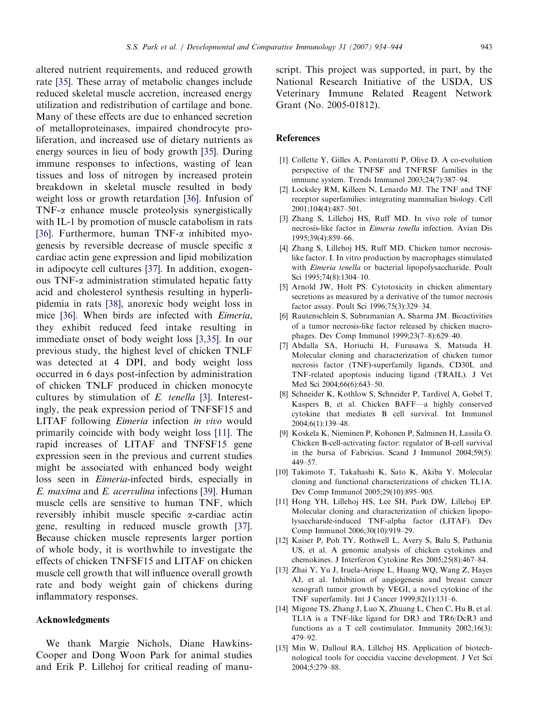altered nutrient requirements, and reduced growth rate [35]. These array of metabolic changes include reduced skeletal muscle accretion, increased energy utilization and redistribution of cartilage and bone. Many of these effects are due to enhanced secretion of metalloproteinases, impaired chondrocyte proliferation, and increased use of dietary nutrients as energy sources in lieu of body growth [35]. During immune responses to infections, wasting of lean tissues and loss of nitrogen by increased protein breakdown in skeletal muscle resulted in body weight loss or growth retardation [36]. Infusion of TNF-$\alpha$ enhance muscle proteolysis synergistically with IL-1 by promotion of muscle catabolism in rats [36]. Furthermore, human TNF-$\alpha$ inhibited myogenesis by reversible decrease of muscle specific $\alpha$ cardiac actin gene expression and lipid mobilization in adipocyte cell cultures [37]. In addition, exogenous TNF-$\alpha$ administration stimulated hepatic fatty acid and cholesterol synthesis resulting in hyperlipidemia in rats [38], anorexic body weight loss in mice [36]. When birds are infected with *Eimeria*, they exhibit reduced feed intake resulting in immediate onset of body weight loss [3,35]. In our previous study, the highest level of chicken TNLF was detected at 4 DPI, and body weight loss occurred in 6 days post-infection by administration of chicken TNLF produced in chicken monocyte cultures by stimulation of *E. tenella* [3]. Interestingly, the peak expression period of TNFSF15 and LITAF following *Eimeria* infection *in vivo* would primarily coincide with body weight loss [11]. The rapid increases of LITAF and TNFSF15 gene expression seen in the previous and current studies might be associated with enhanced body weight loss seen in *Eimeria*-infected birds, especially in *E. maxima* and *E. acervulina* infections [39]. Human muscle cells are sensitive to human TNF, which reversibly inhibit muscle specific $\alpha$-cardiac actin gene, resulting in reduced muscle growth [37]. Because chicken muscle represents larger portion of whole body, it is worthwhile to investigate the effects of chicken TNFSF15 and LITAF on chicken muscle cell growth that will influence overall growth rate and body weight gain of chickens during inflammatory responses.

## Acknowledgments

We thank Margie Nichols, Diane Hawkins-Cooper and Dong Woon Park for animal studies and Erik P. Lillehoj for critical reading of manuscript. This project was supported, in part, by the National Research Initiative of the USDA, US Veterinary Immune Related Reagent Network Grant (No. 2005-01812).

## References

[1] Collette Y, Gilles A, Pontarotti P, Olive D. A co-evolution perspective of the TNFSF and TNFRSF families in the immune system. Trends Immunol 2003;24(7):387–94.

[2] Locksley RM, Killeen N, Lenardo MJ. The TNF and TNF receptor superfamilies: integrating mammalian biology. Cell 2001;104(4):487–501.

[3] Zhang S, Lillehoj HS, Ruff MD. In vivo role of tumor necrosis-like factor in *Eimeria tenella* infection. Avian Dis 1995;39(4):859–66.

[4] Zhang S, Lillehoj HS, Ruff MD. Chicken tumor necrosis-like factor. I. In vitro production by macrophages stimulated with *Eimeria tenella* or bacterial lipopolysaccharide. Poult Sci 1995;74(8):1304–10.

[5] Arnold JW, Holt PS. Cytotoxicity in chicken alimentary secretions as measured by a derivative of the tumor necrosis factor assay. Poult Sci 1996;75(3):329–34.

[6] Rautenschlein S, Subramanian A, Sharma JM. Bioactivities of a tumor necrosis-like factor released by chicken macrophages. Dev Comp Immunol 1999;23(7–8):629–40.

[7] Abdalla SA, Horiuchi H, Furusawa S, Matsuda H. Molecular cloning and characterization of chicken tumor necrosis factor (TNF)-superfamily ligands, CD30L and TNF-related apoptosis inducing ligand (TRAIL). J Vet Med Sci 2004;66(6):643–50.

[8] Schneider K, Kothlow S, Schneider P, Tardivel A, Gobel T, Kaspers B, et al. Chicken BAFF—a highly conserved cytokine that mediates B cell survival. Int Immunol 2004;6(1):139–48.

[9] Koskela K, Nieminen P, Kohonen P, Salminen H, Lassila O. Chicken B-cell-activating factor: regulator of B-cell survival in the bursa of Fabricius. Scand J Immunol 2004;59(5):449–57.

[10] Takimoto T, Takahashi K, Sato K, Akiba Y. Molecular cloning and functional characterizations of chicken TL1A. Dev Comp Immunol 2005;29(10):895–905.

[11] Hong YH, Lillehoj HS, Lee SH, Park DW, Lillehoj EP. Molecular cloning and characterization of chicken lipopolysaccharide-induced TNF-alpha factor (LITAF). Dev Comp Immunol 2006;30(10):919–29.

[12] Kaiser P, Poh TY, Rothwell L, Avery S, Balu S, Pathania US, et al. A genomic analysis of chicken cytokines and chemokines. J Interferon Cytokine Res 2005;25(8):467–84.

[13] Zhai Y, Yu J, Iruela-Arispe L, Huang WQ, Wang Z, Hayes AJ, et al. Inhibition of angiogenesis and breast cancer xenograft tumor growth by VEGI, a novel cytokine of the TNF superfamily. Int J Cancer 1999;82(1):131–6.

[14] Migone TS, Zhang J, Luo X, Zhuang L, Chen C, Hu B, et al. TL1A is a TNF-like ligand for DR3 and TR6/DcR3 and functions as a T cell costimulator. Immunity 2002;16(3):479–92.

[15] Min W, Dalloul RA, Lillehoj HS. Application of biotechnological tools for coccidia vaccine development. J Vet Sci 2004;5:279–88.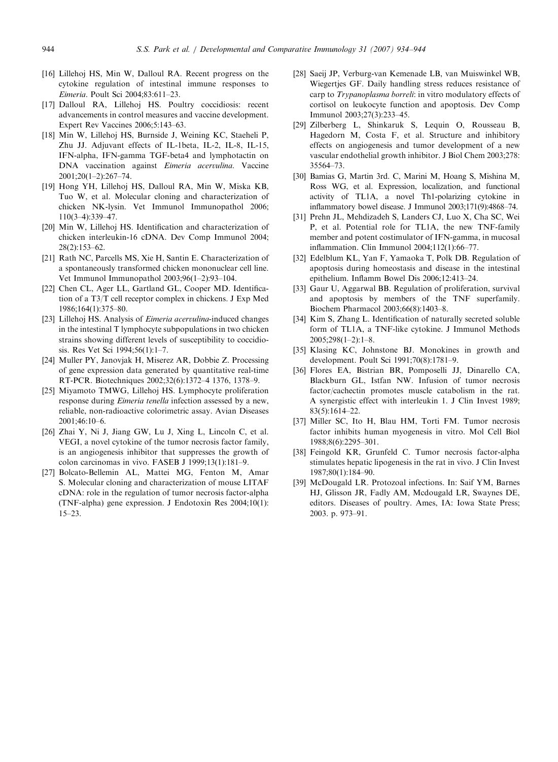[16] Lillehoj HS, Min W, Dalloul RA. Recent progress on the cytokine regulation of intestinal immune responses to *Eimeria*. Poult Sci 2004;83:611–23.

[17] Dalloul RA, Lillehoj HS. Poultry coccidiosis: recent advancements in control measures and vaccine development. Expert Rev Vaccines 2006;5:143–63.

[18] Min W, Lillehoj HS, Burnside J, Weining KC, Staeheli P, Zhu JJ. Adjuvant effects of IL-1beta, IL-2, IL-8, IL-15, IFN-alpha, IFN-gamma TGF-beta4 and lymphotactin on DNA vaccination against *Eimeria acervulina*. Vaccine 2001;20(1–2):267–74.

[19] Hong YH, Lillehoj HS, Dalloul RA, Min W, Miska KB, Tuo W, et al. Molecular cloning and characterization of chicken NK-lysin. Vet Immunol Immunopathol 2006; 110(3–4):339–47.

[20] Min W, Lillehoj HS. Identification and characterization of chicken interleukin-16 cDNA. Dev Comp Immunol 2004; 28(2):153–62.

[21] Rath NC, Parcells MS, Xie H, Santin E. Characterization of a spontaneously transformed chicken mononuclear cell line. Vet Immunol Immunopathol 2003;96(1–2):93–104.

[22] Chen CL, Ager LL, Gartland GL, Cooper MD. Identification of a T3/T cell receptor complex in chickens. J Exp Med 1986;164(1):375–80.

[23] Lillehoj HS. Analysis of *Eimeria acervulina*-induced changes in the intestinal T lymphocyte subpopulations in two chicken strains showing different levels of susceptibility to coccidiosis. Res Vet Sci 1994;56(1):1–7.

[24] Muller PY, Janovjak H, Miserez AR, Dobbie Z. Processing of gene expression data generated by quantitative real-time RT-PCR. Biotechniques 2002;32(6):1372–4 1376, 1378–9.

[25] Miyamoto TMWG, Lillehoj HS. Lymphocyte proliferation response during *Eimeria tenella* infection assessed by a new, reliable, non-radioactive colorimetric assay. Avian Diseases 2001;46:10–6.

[26] Zhai Y, Ni J, Jiang GW, Lu J, Xing L, Lincoln C, et al. VEGI, a novel cytokine of the tumor necrosis factor family, is an angiogenesis inhibitor that suppresses the growth of colon carcinomas in vivo. FASEB J 1999;13(1):181–9.

[27] Bolcato-Bellemin AL, Mattei MG, Fenton M, Amar S. Molecular cloning and characterization of mouse LITAF cDNA: role in the regulation of tumor necrosis factor-alpha (TNF-alpha) gene expression. J Endotoxin Res 2004;10(1): 15–23.

[28] Saeij JP, Verburg-van Kemenade LB, van Muiswinkel WB, Wiegertjes GF. Daily handling stress reduces resistance of carp to *Trypanoplasma borreli*: in vitro modulatory effects of cortisol on leukocyte function and apoptosis. Dev Comp Immunol 2003;27(3):233–45.

[29] Zilberberg L, Shinkaruk S, Lequin O, Rousseau B, Hagedorn M, Costa F, et al. Structure and inhibitory effects on angiogenesis and tumor development of a new vascular endothelial growth inhibitor. J Biol Chem 2003;278: 35564–73.

[30] Bamias G, Martin 3rd. C, Marini M, Hoang S, Mishina M, Ross WG, et al. Expression, localization, and functional activity of TL1A, a novel Th1-polarizing cytokine in inflammatory bowel disease. J Immunol 2003;171(9):4868–74.

[31] Prehn JL, Mehdizadeh S, Landers CJ, Luo X, Cha SC, Wei P, et al. Potential role for TL1A, the new TNF-family member and potent costimulator of IFN-gamma, in mucosal inflammation. Clin Immunol 2004;112(1):66–77.

[32] Edelblum KL, Yan F, Yamaoka T, Polk DB. Regulation of apoptosis during homeostasis and disease in the intestinal epithelium. Inflamm Bowel Dis 2006;12:413–24.

[33] Gaur U, Aggarwal BB. Regulation of proliferation, survival and apoptosis by members of the TNF superfamily. Biochem Pharmacol 2003;66(8):1403–8.

[34] Kim S, Zhang L. Identification of naturally secreted soluble form of TL1A, a TNF-like cytokine. J Immunol Methods 2005;298(1–2):1–8.

[35] Klasing KC, Johnstone BJ. Monokines in growth and development. Poult Sci 1991;70(8):1781–9.

[36] Flores EA, Bistrian BR, Pomposelli JJ, Dinarello CA, Blackburn GL, Istfan NW. Infusion of tumor necrosis factor/cachectin promotes muscle catabolism in the rat. A synergistic effect with interleukin 1. J Clin Invest 1989; 83(5):1614–22.

[37] Miller SC, Ito H, Blau HM, Torti FM. Tumor necrosis factor inhibits human myogenesis in vitro. Mol Cell Biol 1988;8(6):2295–301.

[38] Feingold KR, Grunfeld C. Tumor necrosis factor-alpha stimulates hepatic lipogenesis in the rat in vivo. J Clin Invest 1987;80(1):184–90.

[39] McDougald LR. Protozoal infections. In: Saif YM, Barnes HJ, Glisson JR, Fadly AM, Mcdougald LR, Swaynes DE, editors. Diseases of poultry. Ames, IA: Iowa State Press; 2003. p. 973–91.